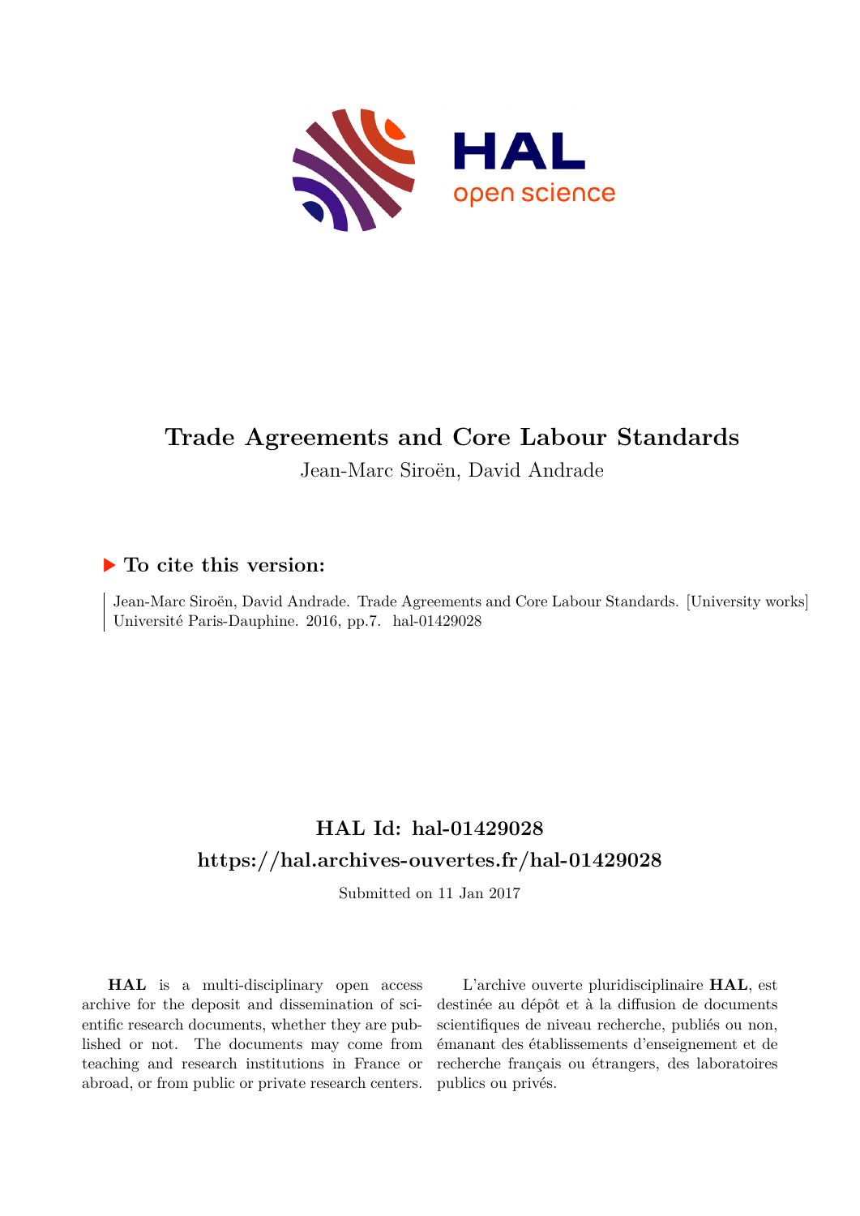# Trade Agreements and Core Labour Standards

Jean-Marc Siroën, David Andrade

## ▶ To cite this version:

Jean-Marc Siroën, David Andrade. Trade Agreements and Core Labour Standards. [University works] Université Paris-Dauphine. 2016, pp.7. hal-01429028

## HAL Id: hal-01429028

## https://hal.archives-ouvertes.fr/hal-01429028

Submitted on 11 Jan 2017

**HAL** is a multi-disciplinary open access archive for the deposit and dissemination of scientific research documents, whether they are published or not. The documents may come from teaching and research institutions in France or abroad, or from public or private research centers.

L'archive ouverte pluridisciplinaire **HAL**, est destinée au dépôt et à la diffusion de documents scientifiques de niveau recherche, publiés ou non, émanant des établissements d'enseignement et de recherche français ou étrangers, des laboratoires publics ou privés.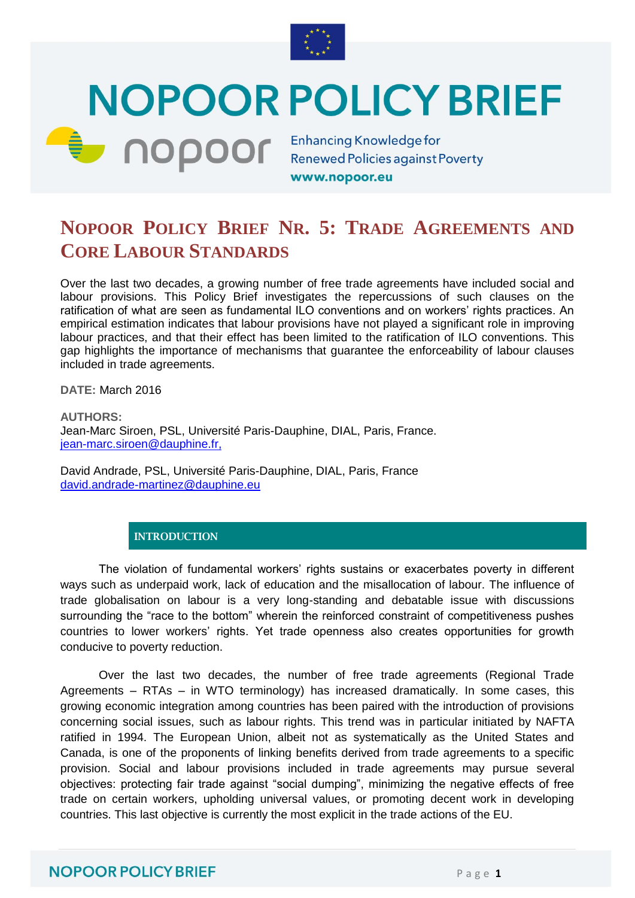# NOPOOR POLICY BRIEF

nopoor — Enhancing Knowledge for Renewed Policies against Poverty

www.nopoor.eu

## NOPOOR POLICY BRIEF NR. 5: TRADE AGREEMENTS AND CORE LABOUR STANDARDS

Over the last two decades, a growing number of free trade agreements have included social and labour provisions. This Policy Brief investigates the repercussions of such clauses on the ratification of what are seen as fundamental ILO conventions and on workers' rights practices. An empirical estimation indicates that labour provisions have not played a significant role in improving labour practices, and that their effect has been limited to the ratification of ILO conventions. This gap highlights the importance of mechanisms that guarantee the enforceability of labour clauses included in trade agreements.

**DATE:** March 2016

**AUTHORS:**
Jean-Marc Siroen, PSL, Université Paris-Dauphine, DIAL, Paris, France.
jean-marc.siroen@dauphine.fr,

David Andrade, PSL, Université Paris-Dauphine, DIAL, Paris, France
david.andrade-martinez@dauphine.eu

### INTRODUCTION

The violation of fundamental workers' rights sustains or exacerbates poverty in different ways such as underpaid work, lack of education and the misallocation of labour. The influence of trade globalisation on labour is a very long-standing and debatable issue with discussions surrounding the "race to the bottom" wherein the reinforced constraint of competitiveness pushes countries to lower workers' rights. Yet trade openness also creates opportunities for growth conducive to poverty reduction.

Over the last two decades, the number of free trade agreements (Regional Trade Agreements – RTAs – in WTO terminology) has increased dramatically. In some cases, this growing economic integration among countries has been paired with the introduction of provisions concerning social issues, such as labour rights. This trend was in particular initiated by NAFTA ratified in 1994. The European Union, albeit not as systematically as the United States and Canada, is one of the proponents of linking benefits derived from trade agreements to a specific provision. Social and labour provisions included in trade agreements may pursue several objectives: protecting fair trade against "social dumping", minimizing the negative effects of free trade on certain workers, upholding universal values, or promoting decent work in developing countries. This last objective is currently the most explicit in the trade actions of the EU.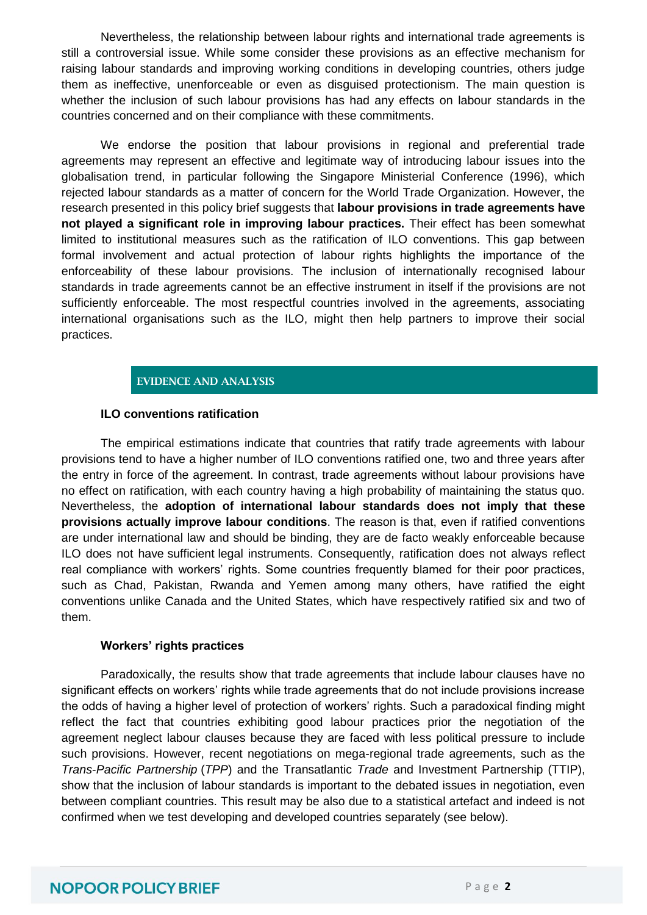Nevertheless, the relationship between labour rights and international trade agreements is still a controversial issue. While some consider these provisions as an effective mechanism for raising labour standards and improving working conditions in developing countries, others judge them as ineffective, unenforceable or even as disguised protectionism. The main question is whether the inclusion of such labour provisions has had any effects on labour standards in the countries concerned and on their compliance with these commitments.

We endorse the position that labour provisions in regional and preferential trade agreements may represent an effective and legitimate way of introducing labour issues into the globalisation trend, in particular following the Singapore Ministerial Conference (1996), which rejected labour standards as a matter of concern for the World Trade Organization. However, the research presented in this policy brief suggests that **labour provisions in trade agreements have not played a significant role in improving labour practices.** Their effect has been somewhat limited to institutional measures such as the ratification of ILO conventions. This gap between formal involvement and actual protection of labour rights highlights the importance of the enforceability of these labour provisions. The inclusion of internationally recognised labour standards in trade agreements cannot be an effective instrument in itself if the provisions are not sufficiently enforceable. The most respectful countries involved in the agreements, associating international organisations such as the ILO, might then help partners to improve their social practices.

## EVIDENCE AND ANALYSIS

### ILO conventions ratification

The empirical estimations indicate that countries that ratify trade agreements with labour provisions tend to have a higher number of ILO conventions ratified one, two and three years after the entry in force of the agreement. In contrast, trade agreements without labour provisions have no effect on ratification, with each country having a high probability of maintaining the status quo. Nevertheless, the **adoption of international labour standards does not imply that these provisions actually improve labour conditions**. The reason is that, even if ratified conventions are under international law and should be binding, they are de facto weakly enforceable because ILO does not have sufficient legal instruments. Consequently, ratification does not always reflect real compliance with workers' rights. Some countries frequently blamed for their poor practices, such as Chad, Pakistan, Rwanda and Yemen among many others, have ratified the eight conventions unlike Canada and the United States, which have respectively ratified six and two of them.

### Workers' rights practices

Paradoxically, the results show that trade agreements that include labour clauses have no significant effects on workers' rights while trade agreements that do not include provisions increase the odds of having a higher level of protection of workers' rights. Such a paradoxical finding might reflect the fact that countries exhibiting good labour practices prior the negotiation of the agreement neglect labour clauses because they are faced with less political pressure to include such provisions. However, recent negotiations on mega-regional trade agreements, such as the *Trans-Pacific Partnership* (*TPP*) and the Transatlantic *Trade* and Investment Partnership (TTIP), show that the inclusion of labour standards is important to the debated issues in negotiation, even between compliant countries. This result may be also due to a statistical artefact and indeed is not confirmed when we test developing and developed countries separately (see below).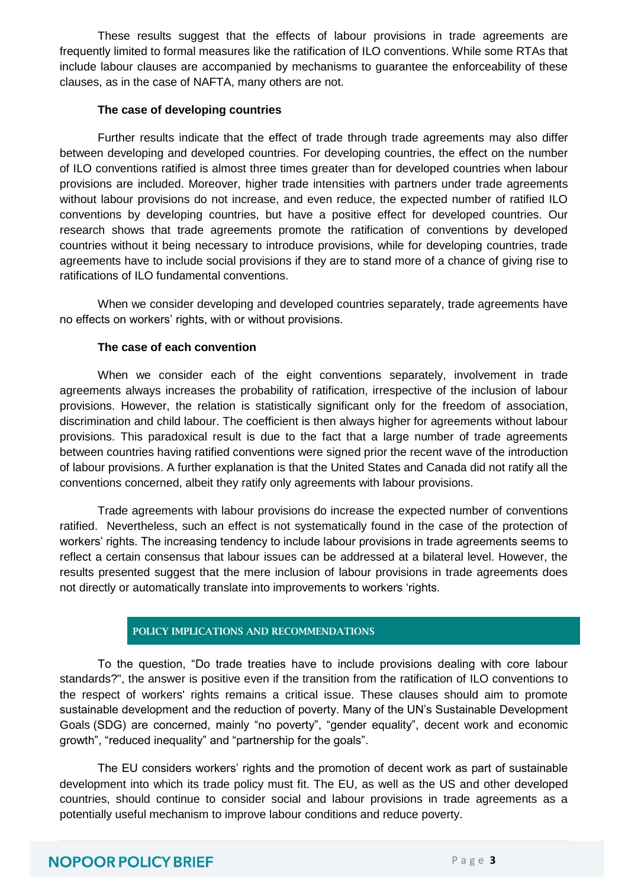These results suggest that the effects of labour provisions in trade agreements are frequently limited to formal measures like the ratification of ILO conventions. While some RTAs that include labour clauses are accompanied by mechanisms to guarantee the enforceability of these clauses, as in the case of NAFTA, many others are not.

### The case of developing countries

Further results indicate that the effect of trade through trade agreements may also differ between developing and developed countries. For developing countries, the effect on the number of ILO conventions ratified is almost three times greater than for developed countries when labour provisions are included. Moreover, higher trade intensities with partners under trade agreements without labour provisions do not increase, and even reduce, the expected number of ratified ILO conventions by developing countries, but have a positive effect for developed countries. Our research shows that trade agreements promote the ratification of conventions by developed countries without it being necessary to introduce provisions, while for developing countries, trade agreements have to include social provisions if they are to stand more of a chance of giving rise to ratifications of ILO fundamental conventions.

When we consider developing and developed countries separately, trade agreements have no effects on workers' rights, with or without provisions.

### The case of each convention

When we consider each of the eight conventions separately, involvement in trade agreements always increases the probability of ratification, irrespective of the inclusion of labour provisions. However, the relation is statistically significant only for the freedom of association, discrimination and child labour. The coefficient is then always higher for agreements without labour provisions. This paradoxical result is due to the fact that a large number of trade agreements between countries having ratified conventions were signed prior the recent wave of the introduction of labour provisions. A further explanation is that the United States and Canada did not ratify all the conventions concerned, albeit they ratify only agreements with labour provisions.

Trade agreements with labour provisions do increase the expected number of conventions ratified. Nevertheless, such an effect is not systematically found in the case of the protection of workers' rights. The increasing tendency to include labour provisions in trade agreements seems to reflect a certain consensus that labour issues can be addressed at a bilateral level. However, the results presented suggest that the mere inclusion of labour provisions in trade agreements does not directly or automatically translate into improvements to workers 'rights.

## POLICY IMPLICATIONS AND RECOMMENDATIONS

To the question, "Do trade treaties have to include provisions dealing with core labour standards?", the answer is positive even if the transition from the ratification of ILO conventions to the respect of workers' rights remains a critical issue. These clauses should aim to promote sustainable development and the reduction of poverty. Many of the UN's Sustainable Development Goals (SDG) are concerned, mainly "no poverty", "gender equality", decent work and economic growth", "reduced inequality" and "partnership for the goals".

The EU considers workers' rights and the promotion of decent work as part of sustainable development into which its trade policy must fit. The EU, as well as the US and other developed countries, should continue to consider social and labour provisions in trade agreements as a potentially useful mechanism to improve labour conditions and reduce poverty.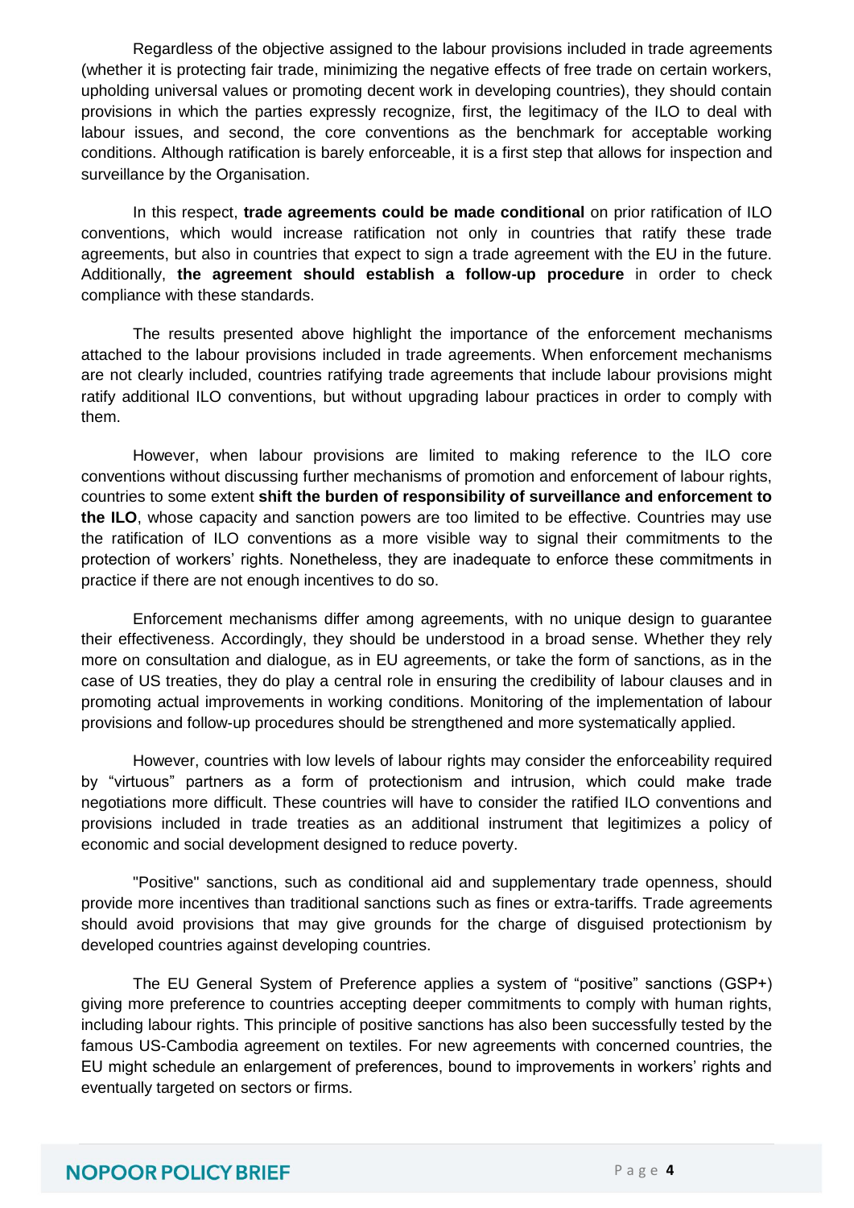Regardless of the objective assigned to the labour provisions included in trade agreements (whether it is protecting fair trade, minimizing the negative effects of free trade on certain workers, upholding universal values or promoting decent work in developing countries), they should contain provisions in which the parties expressly recognize, first, the legitimacy of the ILO to deal with labour issues, and second, the core conventions as the benchmark for acceptable working conditions. Although ratification is barely enforceable, it is a first step that allows for inspection and surveillance by the Organisation.

In this respect, **trade agreements could be made conditional** on prior ratification of ILO conventions, which would increase ratification not only in countries that ratify these trade agreements, but also in countries that expect to sign a trade agreement with the EU in the future. Additionally, **the agreement should establish a follow-up procedure** in order to check compliance with these standards.

The results presented above highlight the importance of the enforcement mechanisms attached to the labour provisions included in trade agreements. When enforcement mechanisms are not clearly included, countries ratifying trade agreements that include labour provisions might ratify additional ILO conventions, but without upgrading labour practices in order to comply with them.

However, when labour provisions are limited to making reference to the ILO core conventions without discussing further mechanisms of promotion and enforcement of labour rights, countries to some extent **shift the burden of responsibility of surveillance and enforcement to the ILO**, whose capacity and sanction powers are too limited to be effective. Countries may use the ratification of ILO conventions as a more visible way to signal their commitments to the protection of workers' rights. Nonetheless, they are inadequate to enforce these commitments in practice if there are not enough incentives to do so.

Enforcement mechanisms differ among agreements, with no unique design to guarantee their effectiveness. Accordingly, they should be understood in a broad sense. Whether they rely more on consultation and dialogue, as in EU agreements, or take the form of sanctions, as in the case of US treaties, they do play a central role in ensuring the credibility of labour clauses and in promoting actual improvements in working conditions. Monitoring of the implementation of labour provisions and follow-up procedures should be strengthened and more systematically applied.

However, countries with low levels of labour rights may consider the enforceability required by "virtuous" partners as a form of protectionism and intrusion, which could make trade negotiations more difficult. These countries will have to consider the ratified ILO conventions and provisions included in trade treaties as an additional instrument that legitimizes a policy of economic and social development designed to reduce poverty.

"Positive" sanctions, such as conditional aid and supplementary trade openness, should provide more incentives than traditional sanctions such as fines or extra-tariffs. Trade agreements should avoid provisions that may give grounds for the charge of disguised protectionism by developed countries against developing countries.

The EU General System of Preference applies a system of "positive" sanctions (GSP+) giving more preference to countries accepting deeper commitments to comply with human rights, including labour rights. This principle of positive sanctions has also been successfully tested by the famous US-Cambodia agreement on textiles. For new agreements with concerned countries, the EU might schedule an enlargement of preferences, bound to improvements in workers' rights and eventually targeted on sectors or firms.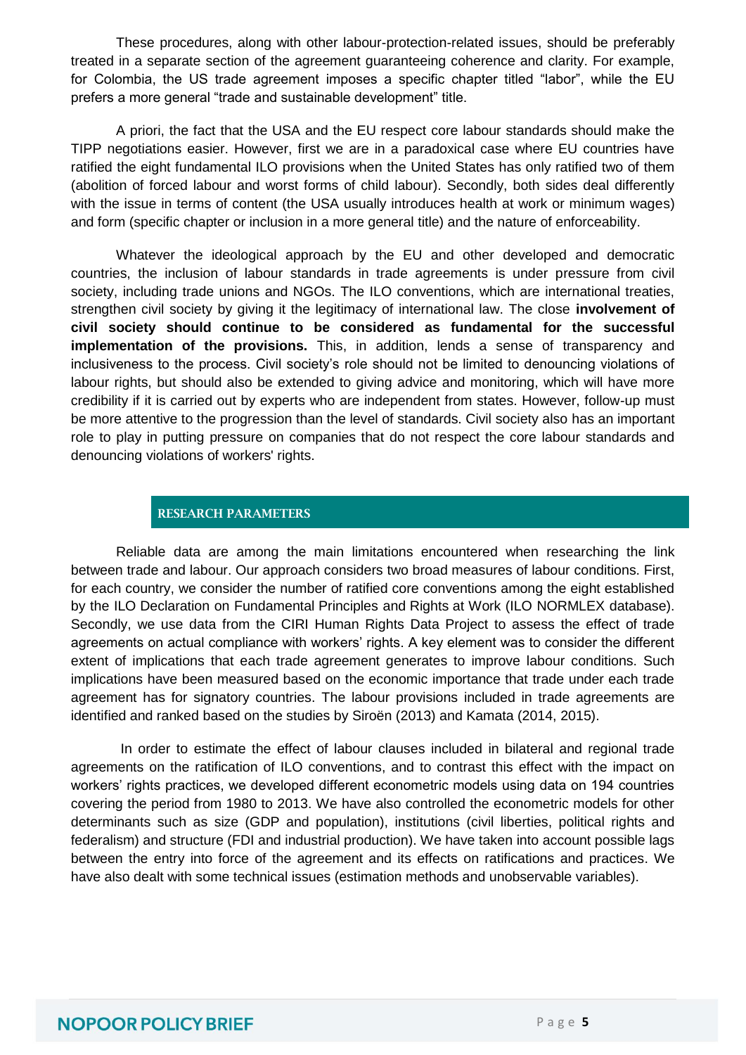These procedures, along with other labour-protection-related issues, should be preferably treated in a separate section of the agreement guaranteeing coherence and clarity. For example, for Colombia, the US trade agreement imposes a specific chapter titled "labor", while the EU prefers a more general "trade and sustainable development" title.

A priori, the fact that the USA and the EU respect core labour standards should make the TIPP negotiations easier. However, first we are in a paradoxical case where EU countries have ratified the eight fundamental ILO provisions when the United States has only ratified two of them (abolition of forced labour and worst forms of child labour). Secondly, both sides deal differently with the issue in terms of content (the USA usually introduces health at work or minimum wages) and form (specific chapter or inclusion in a more general title) and the nature of enforceability.

Whatever the ideological approach by the EU and other developed and democratic countries, the inclusion of labour standards in trade agreements is under pressure from civil society, including trade unions and NGOs. The ILO conventions, which are international treaties, strengthen civil society by giving it the legitimacy of international law. The close **involvement of civil society should continue to be considered as fundamental for the successful implementation of the provisions.** This, in addition, lends a sense of transparency and inclusiveness to the process. Civil society's role should not be limited to denouncing violations of labour rights, but should also be extended to giving advice and monitoring, which will have more credibility if it is carried out by experts who are independent from states. However, follow-up must be more attentive to the progression than the level of standards. Civil society also has an important role to play in putting pressure on companies that do not respect the core labour standards and denouncing violations of workers' rights.

## RESEARCH PARAMETERS

Reliable data are among the main limitations encountered when researching the link between trade and labour. Our approach considers two broad measures of labour conditions. First, for each country, we consider the number of ratified core conventions among the eight established by the ILO Declaration on Fundamental Principles and Rights at Work (ILO NORMLEX database). Secondly, we use data from the CIRI Human Rights Data Project to assess the effect of trade agreements on actual compliance with workers' rights. A key element was to consider the different extent of implications that each trade agreement generates to improve labour conditions. Such implications have been measured based on the economic importance that trade under each trade agreement has for signatory countries. The labour provisions included in trade agreements are identified and ranked based on the studies by Siroën (2013) and Kamata (2014, 2015).

In order to estimate the effect of labour clauses included in bilateral and regional trade agreements on the ratification of ILO conventions, and to contrast this effect with the impact on workers' rights practices, we developed different econometric models using data on 194 countries covering the period from 1980 to 2013. We have also controlled the econometric models for other determinants such as size (GDP and population), institutions (civil liberties, political rights and federalism) and structure (FDI and industrial production). We have taken into account possible lags between the entry into force of the agreement and its effects on ratifications and practices. We have also dealt with some technical issues (estimation methods and unobservable variables).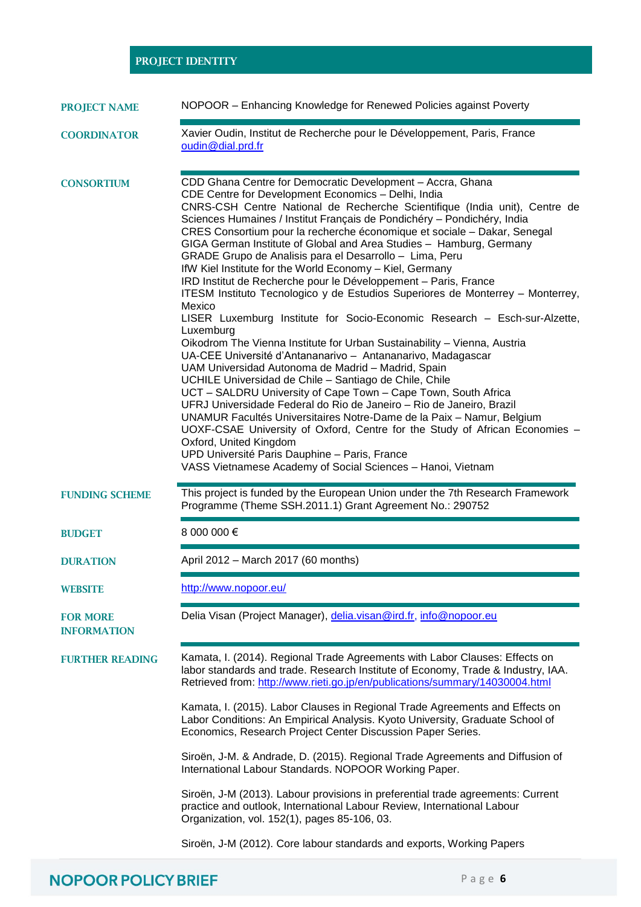## PROJECT IDENTITY

**PROJECT NAME**

NOPOOR – Enhancing Knowledge for Renewed Policies against Poverty

**COORDINATOR**

Xavier Oudin, Institut de Recherche pour le Développement, Paris, France
oudin@dial.prd.fr

**CONSORTIUM**

CDD Ghana Centre for Democratic Development – Accra, Ghana
CDE Centre for Development Economics – Delhi, India
CNRS-CSH Centre National de Recherche Scientifique (India unit), Centre de Sciences Humaines / Institut Français de Pondichéry – Pondichéry, India
CRES Consortium pour la recherche économique et sociale – Dakar, Senegal
GIGA German Institute of Global and Area Studies – Hamburg, Germany
GRADE Grupo de Analisis para el Desarrollo – Lima, Peru
IfW Kiel Institute for the World Economy – Kiel, Germany
IRD Institut de Recherche pour le Développement – Paris, France
ITESM Instituto Tecnologico y de Estudios Superiores de Monterrey – Monterrey, Mexico
LISER Luxemburg Institute for Socio-Economic Research – Esch-sur-Alzette, Luxemburg
Oikodrom The Vienna Institute for Urban Sustainability – Vienna, Austria
UA-CEE Université d'Antananarivo – Antananarivo, Madagascar
UAM Universidad Autonoma de Madrid – Madrid, Spain
UCHILE Universidad de Chile – Santiago de Chile, Chile
UCT – SALDRU University of Cape Town – Cape Town, South Africa
UFRJ Universidade Federal do Rio de Janeiro – Rio de Janeiro, Brazil
UNAMUR Facultés Universitaires Notre-Dame de la Paix – Namur, Belgium
UOXF-CSAE University of Oxford, Centre for the Study of African Economies – Oxford, United Kingdom
UPD Université Paris Dauphine – Paris, France
VASS Vietnamese Academy of Social Sciences – Hanoi, Vietnam

**FUNDING SCHEME**

This project is funded by the European Union under the 7th Research Framework Programme (Theme SSH.2011.1) Grant Agreement No.: 290752

**BUDGET**

8 000 000 €

**DURATION**

April 2012 – March 2017 (60 months)

**WEBSITE**

http://www.nopoor.eu/

**FOR MORE INFORMATION**

Delia Visan (Project Manager), delia.visan@ird.fr, info@nopoor.eu

**FURTHER READING**

Kamata, I. (2014). Regional Trade Agreements with Labor Clauses: Effects on labor standards and trade. Research Institute of Economy, Trade & Industry, IAA. Retrieved from: http://www.rieti.go.jp/en/publications/summary/14030004.html

Kamata, I. (2015). Labor Clauses in Regional Trade Agreements and Effects on Labor Conditions: An Empirical Analysis. Kyoto University, Graduate School of Economics, Research Project Center Discussion Paper Series.

Siroën, J-M. & Andrade, D. (2015). Regional Trade Agreements and Diffusion of International Labour Standards. NOPOOR Working Paper.

Siroën, J-M (2013). Labour provisions in preferential trade agreements: Current practice and outlook, International Labour Review, International Labour Organization, vol. 152(1), pages 85-106, 03.

Siroën, J-M (2012). Core labour standards and exports, Working Papers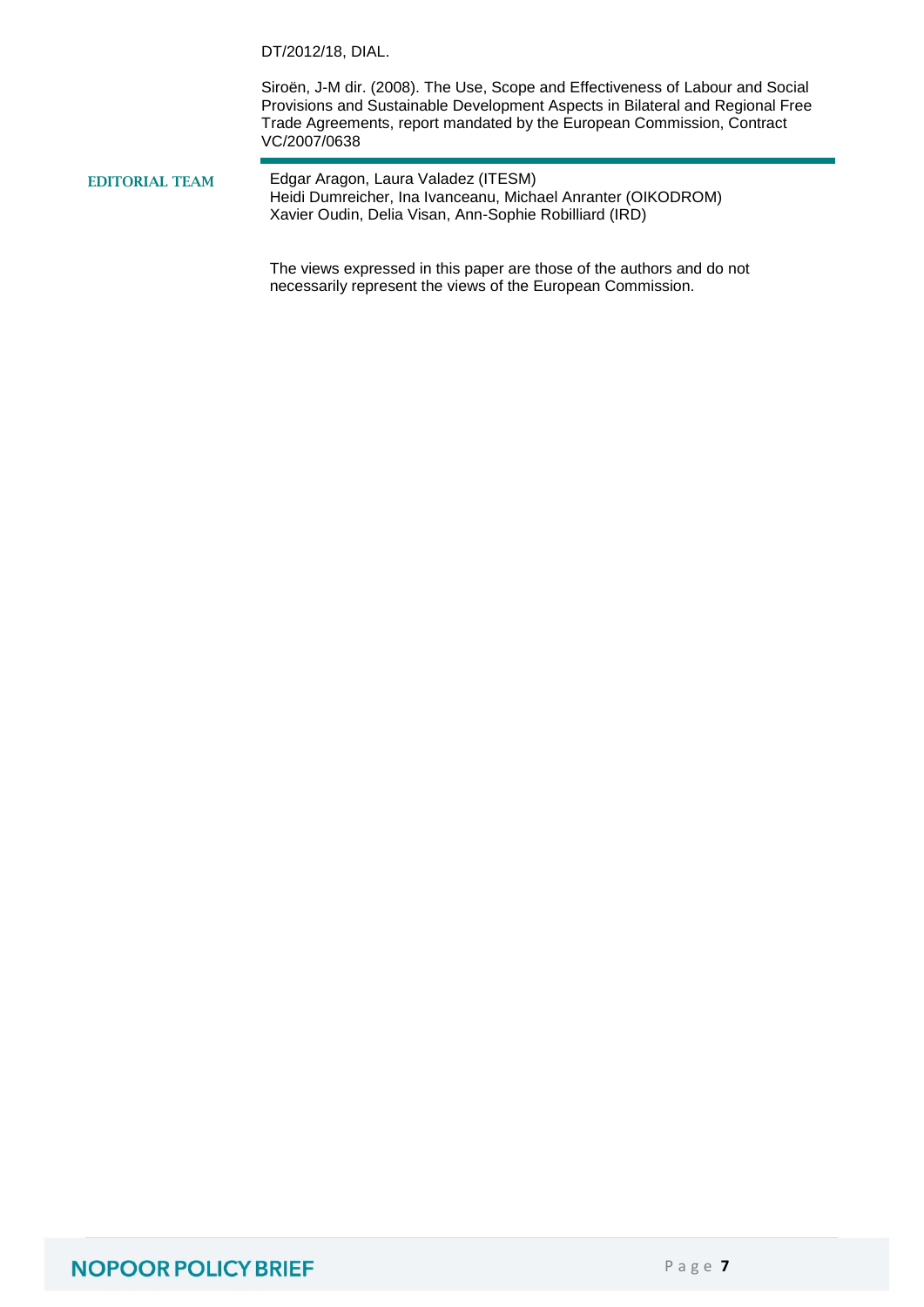DT/2012/18, DIAL.

Siroën, J-M dir. (2008). The Use, Scope and Effectiveness of Labour and Social Provisions and Sustainable Development Aspects in Bilateral and Regional Free Trade Agreements, report mandated by the European Commission, Contract VC/2007/0638

**EDITORIAL TEAM**

Edgar Aragon, Laura Valadez (ITESM)
Heidi Dumreicher, Ina Ivanceanu, Michael Anranter (OIKODROM)
Xavier Oudin, Delia Visan, Ann-Sophie Robilliard (IRD)

The views expressed in this paper are those of the authors and do not necessarily represent the views of the European Commission.